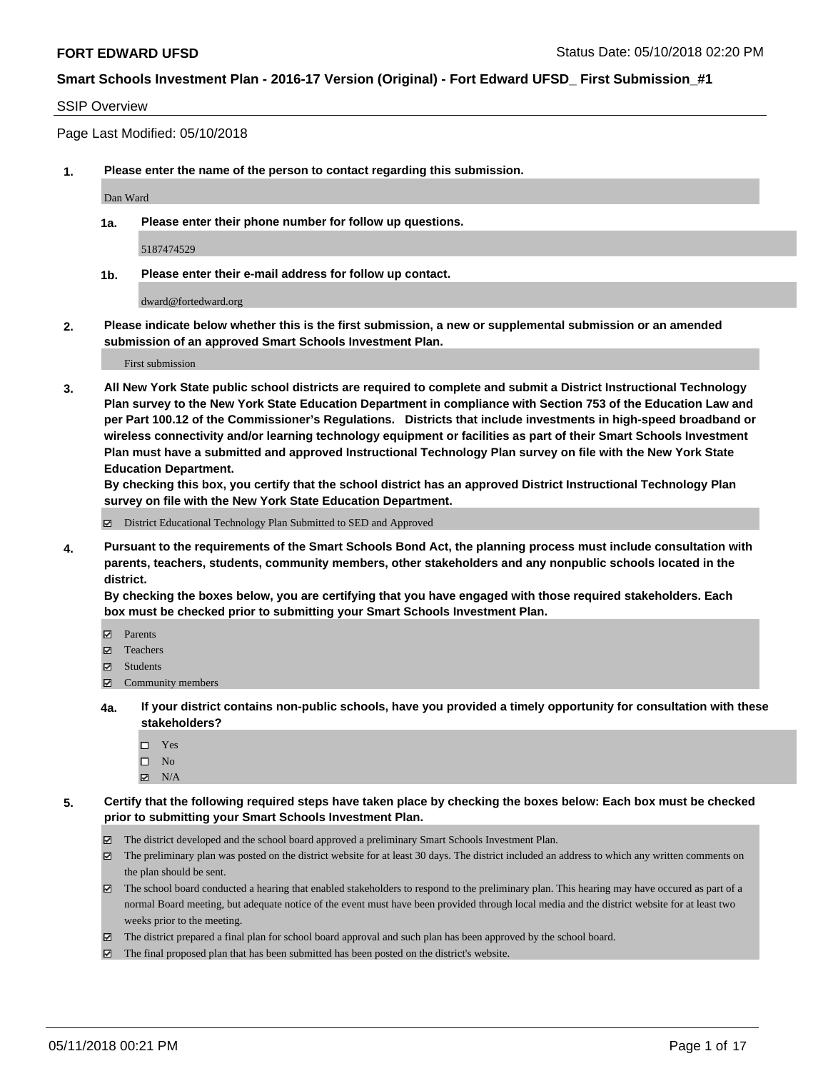**FORT EDWARD UFSD** Status Date: 05/10/2018 02:20 PM

**Smart Schools Investment Plan - 2016-17 Version (Original) - Fort Edward UFSD_ First Submission_#1**

SSIP Overview

Page Last Modified: 05/10/2018

**1. Please enter the name of the person to contact regarding this submission.**

Dan Ward

**1a. Please enter their phone number for follow up questions.**

5187474529

**1b. Please enter their e-mail address for follow up contact.**

dward@fortedward.org

**2. Please indicate below whether this is the first submission, a new or supplemental submission or an amended submission of an approved Smart Schools Investment Plan.**

First submission

**3. All New York State public school districts are required to complete and submit a District Instructional Technology Plan survey to the New York State Education Department in compliance with Section 753 of the Education Law and per Part 100.12 of the Commissioner's Regulations. Districts that include investments in high-speed broadband or wireless connectivity and/or learning technology equipment or facilities as part of their Smart Schools Investment Plan must have a submitted and approved Instructional Technology Plan survey on file with the New York State Education Department.**
**By checking this box, you certify that the school district has an approved District Instructional Technology Plan survey on file with the New York State Education Department.**

- ☑ District Educational Technology Plan Submitted to SED and Approved

**4. Pursuant to the requirements of the Smart Schools Bond Act, the planning process must include consultation with parents, teachers, students, community members, other stakeholders and any nonpublic schools located in the district.**
**By checking the boxes below, you are certifying that you have engaged with those required stakeholders. Each box must be checked prior to submitting your Smart Schools Investment Plan.**

- ☑ Parents
- ☑ Teachers
- ☑ Students
- ☑ Community members

**4a. If your district contains non-public schools, have you provided a timely opportunity for consultation with these stakeholders?**

- ☐ Yes
- ☐ No
- ☑ N/A

**5. Certify that the following required steps have taken place by checking the boxes below: Each box must be checked prior to submitting your Smart Schools Investment Plan.**

- ☑ The district developed and the school board approved a preliminary Smart Schools Investment Plan.
- ☑ The preliminary plan was posted on the district website for at least 30 days. The district included an address to which any written comments on the plan should be sent.
- ☑ The school board conducted a hearing that enabled stakeholders to respond to the preliminary plan. This hearing may have occured as part of a normal Board meeting, but adequate notice of the event must have been provided through local media and the district website for at least two weeks prior to the meeting.
- ☑ The district prepared a final plan for school board approval and such plan has been approved by the school board.
- ☑ The final proposed plan that has been submitted has been posted on the district's website.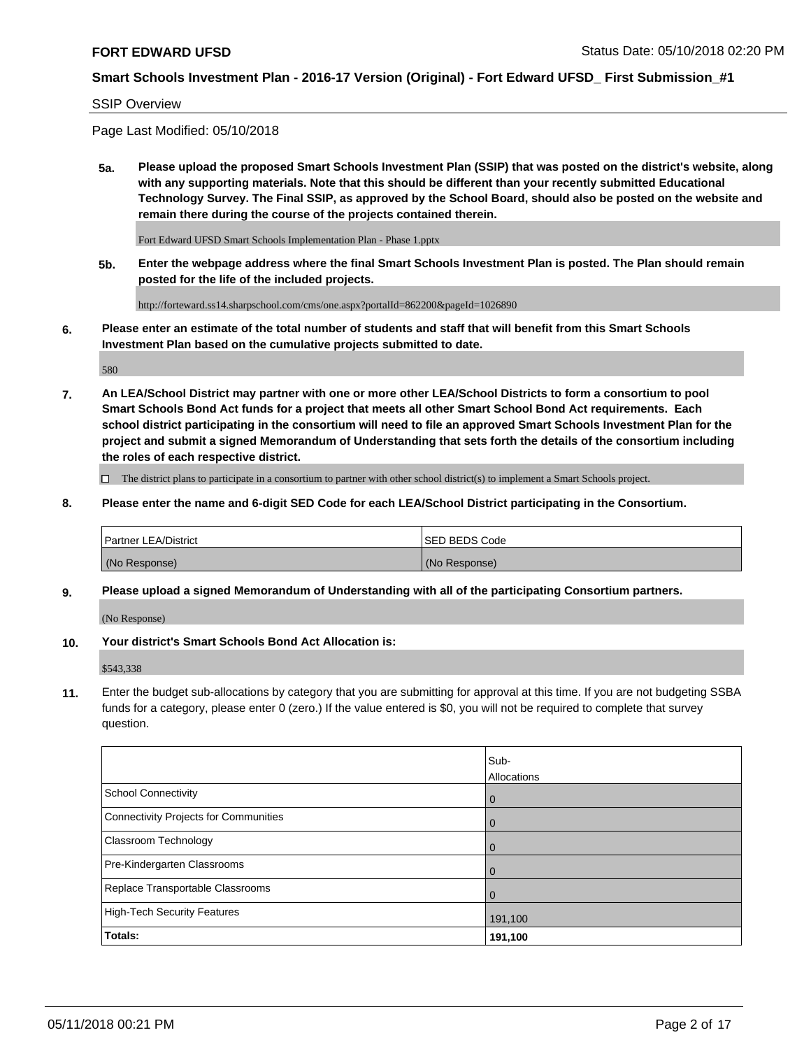**FORT EDWARD UFSD** Status Date: 05/10/2018 02:20 PM

**Smart Schools Investment Plan - 2016-17 Version (Original) - Fort Edward UFSD_ First Submission_#1**

SSIP Overview

Page Last Modified: 05/10/2018

**5a. Please upload the proposed Smart Schools Investment Plan (SSIP) that was posted on the district's website, along with any supporting materials. Note that this should be different than your recently submitted Educational Technology Survey. The Final SSIP, as approved by the School Board, should also be posted on the website and remain there during the course of the projects contained therein.**

Fort Edward UFSD Smart Schools Implementation Plan - Phase 1.pptx

**5b. Enter the webpage address where the final Smart Schools Investment Plan is posted. The Plan should remain posted for the life of the included projects.**

http://forteward.ss14.sharpschool.com/cms/one.aspx?portalId=862200&pageId=1026890

**6. Please enter an estimate of the total number of students and staff that will benefit from this Smart Schools Investment Plan based on the cumulative projects submitted to date.**

580

**7. An LEA/School District may partner with one or more other LEA/School Districts to form a consortium to pool Smart Schools Bond Act funds for a project that meets all other Smart School Bond Act requirements. Each school district participating in the consortium will need to file an approved Smart Schools Investment Plan for the project and submit a signed Memorandum of Understanding that sets forth the details of the consortium including the roles of each respective district.**

☐ The district plans to participate in a consortium to partner with other school district(s) to implement a Smart Schools project.

**8. Please enter the name and 6-digit SED Code for each LEA/School District participating in the Consortium.**

| Partner LEA/District | SED BEDS Code |
|---|---|
| (No Response) | (No Response) |

**9. Please upload a signed Memorandum of Understanding with all of the participating Consortium partners.**

(No Response)

**10. Your district's Smart Schools Bond Act Allocation is:**

$543,338

**11.** Enter the budget sub-allocations by category that you are submitting for approval at this time. If you are not budgeting SSBA funds for a category, please enter 0 (zero.) If the value entered is $0, you will not be required to complete that survey question.

| | Sub-Allocations |
|---|---|
| School Connectivity | 0 |
| Connectivity Projects for Communities | 0 |
| Classroom Technology | 0 |
| Pre-Kindergarten Classrooms | 0 |
| Replace Transportable Classrooms | 0 |
| High-Tech Security Features | 191,100 |
| **Totals:** | **191,100** |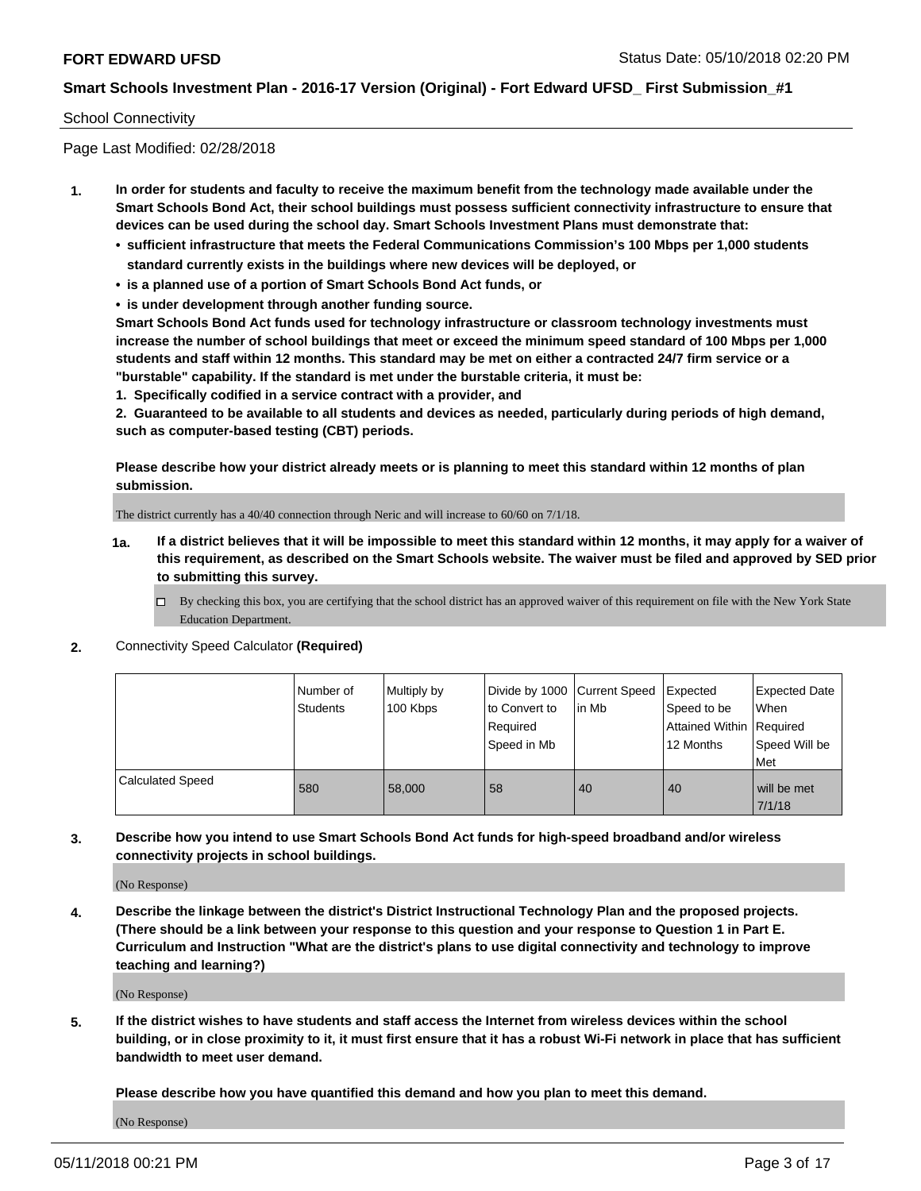School Connectivity

Page Last Modified: 02/28/2018

1. **In order for students and faculty to receive the maximum benefit from the technology made available under the Smart Schools Bond Act, their school buildings must possess sufficient connectivity infrastructure to ensure that devices can be used during the school day. Smart Schools Investment Plans must demonstrate that:**
   - **sufficient infrastructure that meets the Federal Communications Commission's 100 Mbps per 1,000 students standard currently exists in the buildings where new devices will be deployed, or**
   - **is a planned use of a portion of Smart Schools Bond Act funds, or**
   - **is under development through another funding source.**

   **Smart Schools Bond Act funds used for technology infrastructure or classroom technology investments must increase the number of school buildings that meet or exceed the minimum speed standard of 100 Mbps per 1,000 students and staff within 12 months. This standard may be met on either a contracted 24/7 firm service or a "burstable" capability. If the standard is met under the burstable criteria, it must be:**

   **1. Specifically codified in a service contract with a provider, and**

   **2. Guaranteed to be available to all students and devices as needed, particularly during periods of high demand, such as computer-based testing (CBT) periods.**

   **Please describe how your district already meets or is planning to meet this standard within 12 months of plan submission.**

   The district currently has a 40/40 connection through Neric and will increase to 60/60 on 7/1/18.

   **1a. If a district believes that it will be impossible to meet this standard within 12 months, it may apply for a waiver of this requirement, as described on the Smart Schools website. The waiver must be filed and approved by SED prior to submitting this survey.**

   ☐ By checking this box, you are certifying that the school district has an approved waiver of this requirement on file with the New York State Education Department.

2. Connectivity Speed Calculator **(Required)**

| | Number of Students | Multiply by 100 Kbps | Divide by 1000 to Convert to Required Speed in Mb | Current Speed in Mb | Expected Speed to be Attained Within 12 Months | Expected Date When Required Speed Will be Met |
|---|---|---|---|---|---|---|
| Calculated Speed | 580 | 58,000 | 58 | 40 | 40 | will be met 7/1/18 |

3. **Describe how you intend to use Smart Schools Bond Act funds for high-speed broadband and/or wireless connectivity projects in school buildings.**

   (No Response)

4. **Describe the linkage between the district's District Instructional Technology Plan and the proposed projects. (There should be a link between your response to this question and your response to Question 1 in Part E. Curriculum and Instruction "What are the district's plans to use digital connectivity and technology to improve teaching and learning?)**

   (No Response)

5. **If the district wishes to have students and staff access the Internet from wireless devices within the school building, or in close proximity to it, it must first ensure that it has a robust Wi-Fi network in place that has sufficient bandwidth to meet user demand.**

   **Please describe how you have quantified this demand and how you plan to meet this demand.**

   (No Response)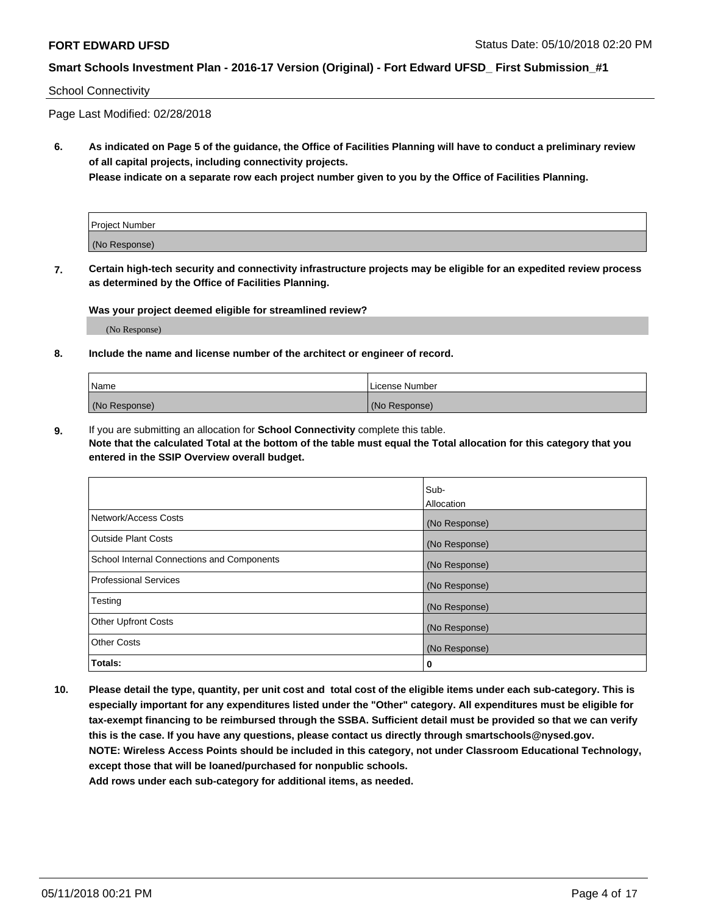School Connectivity

Page Last Modified: 02/28/2018

**6. As indicated on Page 5 of the guidance, the Office of Facilities Planning will have to conduct a preliminary review of all capital projects, including connectivity projects.**
**Please indicate on a separate row each project number given to you by the Office of Facilities Planning.**

| Project Number |
| --- |
| (No Response) |

**7. Certain high-tech security and connectivity infrastructure projects may be eligible for an expedited review process as determined by the Office of Facilities Planning.**

**Was your project deemed eligible for streamlined review?**

(No Response)

**8. Include the name and license number of the architect or engineer of record.**

| Name | License Number |
| --- | --- |
| (No Response) | (No Response) |

**9.** If you are submitting an allocation for **School Connectivity** complete this table.
**Note that the calculated Total at the bottom of the table must equal the Total allocation for this category that you entered in the SSIP Overview overall budget.**

| | Sub-Allocation |
| --- | --- |
| Network/Access Costs | (No Response) |
| Outside Plant Costs | (No Response) |
| School Internal Connections and Components | (No Response) |
| Professional Services | (No Response) |
| Testing | (No Response) |
| Other Upfront Costs | (No Response) |
| Other Costs | (No Response) |
| **Totals:** | **0** |

**10. Please detail the type, quantity, per unit cost and total cost of the eligible items under each sub-category. This is especially important for any expenditures listed under the "Other" category. All expenditures must be eligible for tax-exempt financing to be reimbursed through the SSBA. Sufficient detail must be provided so that we can verify this is the case. If you have any questions, please contact us directly through smartschools@nysed.gov.**
**NOTE: Wireless Access Points should be included in this category, not under Classroom Educational Technology, except those that will be loaned/purchased for nonpublic schools.**
**Add rows under each sub-category for additional items, as needed.**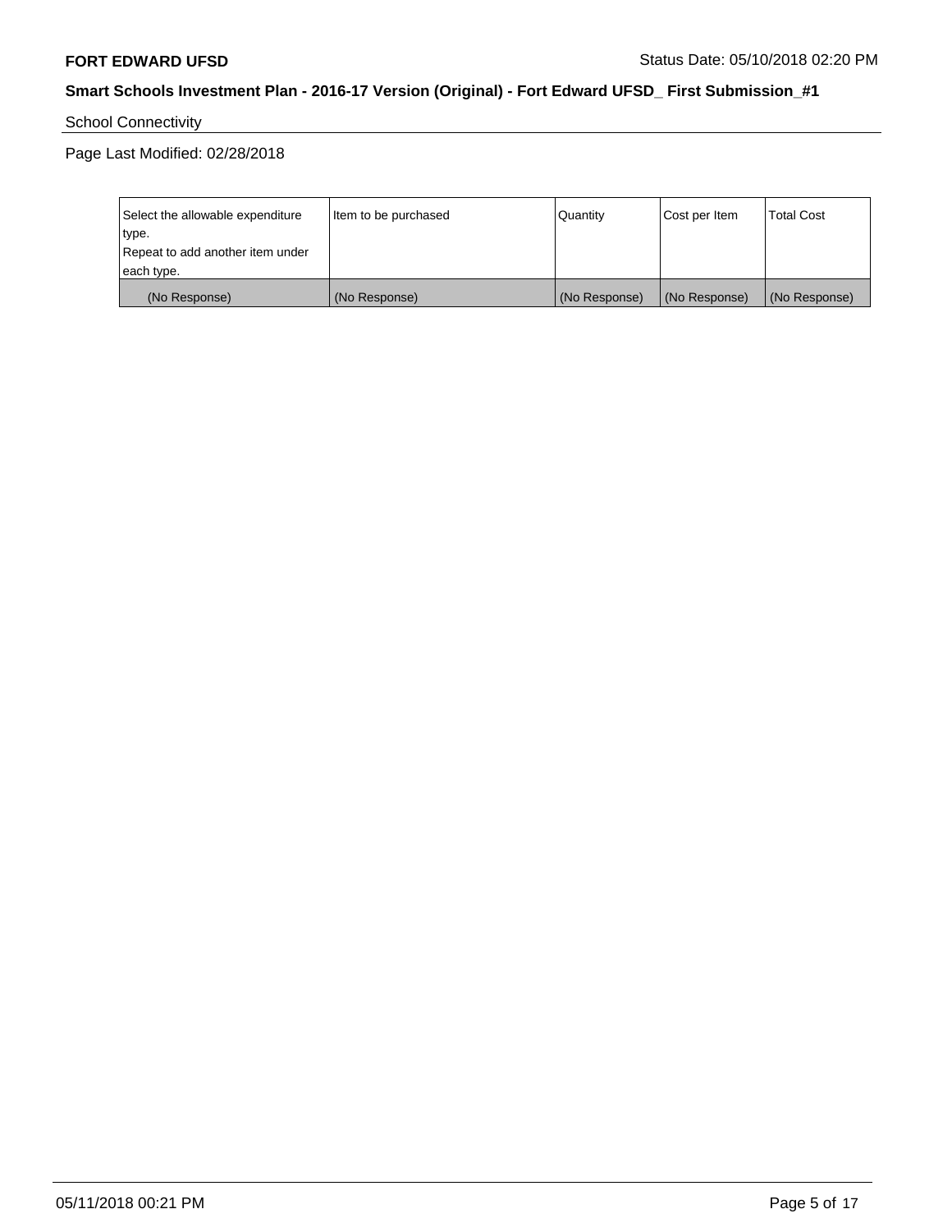School Connectivity

Page Last Modified: 02/28/2018

| Select the allowable expenditure type.<br>Repeat to add another item under each type. | Item to be purchased | Quantity | Cost per Item | Total Cost |
|---|---|---|---|---|
| (No Response) | (No Response) | (No Response) | (No Response) | (No Response) |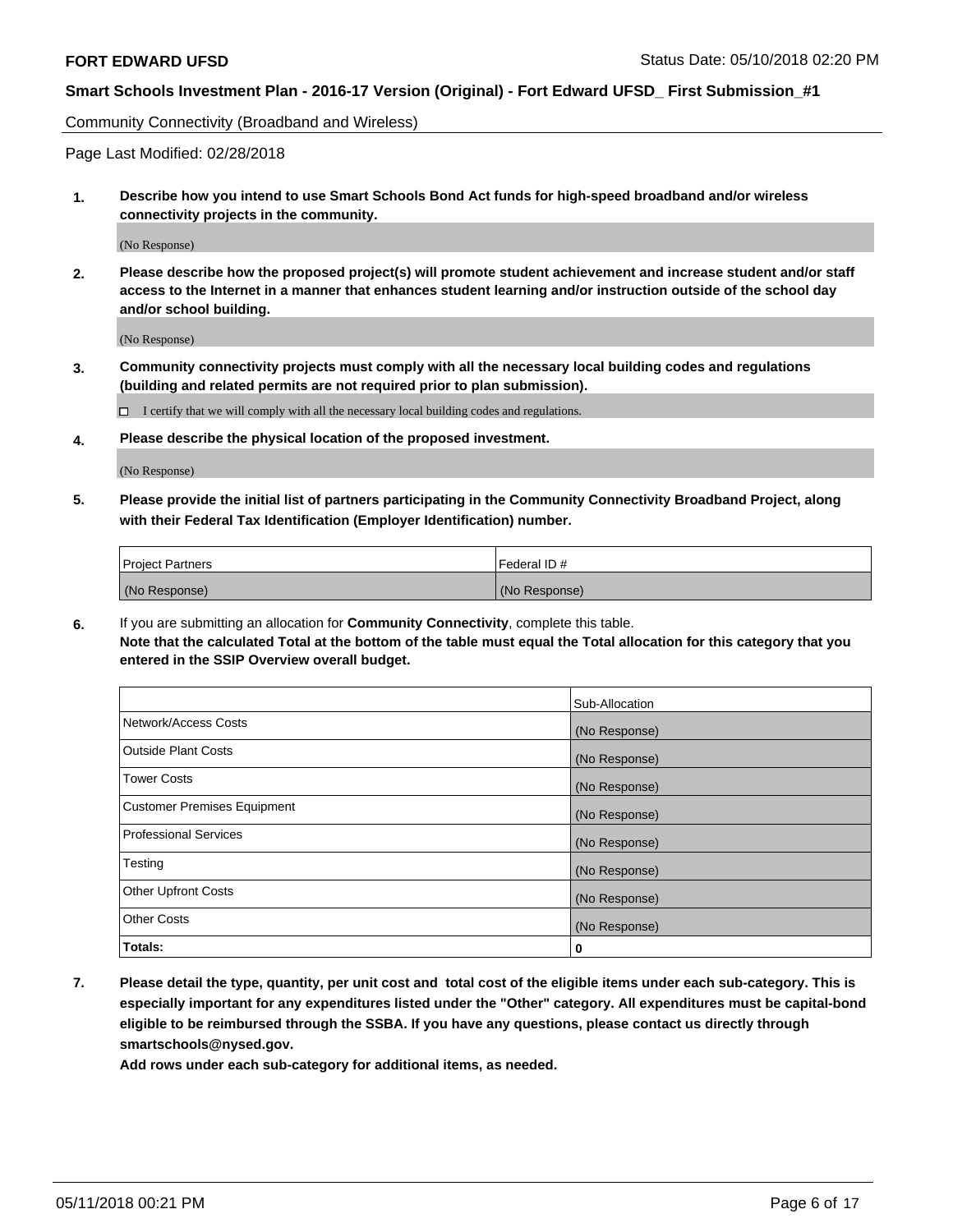Community Connectivity (Broadband and Wireless)

Page Last Modified: 02/28/2018

**1. Describe how you intend to use Smart Schools Bond Act funds for high-speed broadband and/or wireless connectivity projects in the community.**

(No Response)

**2. Please describe how the proposed project(s) will promote student achievement and increase student and/or staff access to the Internet in a manner that enhances student learning and/or instruction outside of the school day and/or school building.**

(No Response)

**3. Community connectivity projects must comply with all the necessary local building codes and regulations (building and related permits are not required prior to plan submission).**

☐ I certify that we will comply with all the necessary local building codes and regulations.

**4. Please describe the physical location of the proposed investment.**

(No Response)

**5. Please provide the initial list of partners participating in the Community Connectivity Broadband Project, along with their Federal Tax Identification (Employer Identification) number.**

| Project Partners | Federal ID # |
|---|---|
| (No Response) | (No Response) |

**6.** If you are submitting an allocation for **Community Connectivity**, complete this table.
**Note that the calculated Total at the bottom of the table must equal the Total allocation for this category that you entered in the SSIP Overview overall budget.**

| | Sub-Allocation |
|---|---|
| Network/Access Costs | (No Response) |
| Outside Plant Costs | (No Response) |
| Tower Costs | (No Response) |
| Customer Premises Equipment | (No Response) |
| Professional Services | (No Response) |
| Testing | (No Response) |
| Other Upfront Costs | (No Response) |
| Other Costs | (No Response) |
| **Totals:** | **0** |

**7. Please detail the type, quantity, per unit cost and total cost of the eligible items under each sub-category. This is especially important for any expenditures listed under the "Other" category. All expenditures must be capital-bond eligible to be reimbursed through the SSBA. If you have any questions, please contact us directly through smartschools@nysed.gov.**

**Add rows under each sub-category for additional items, as needed.**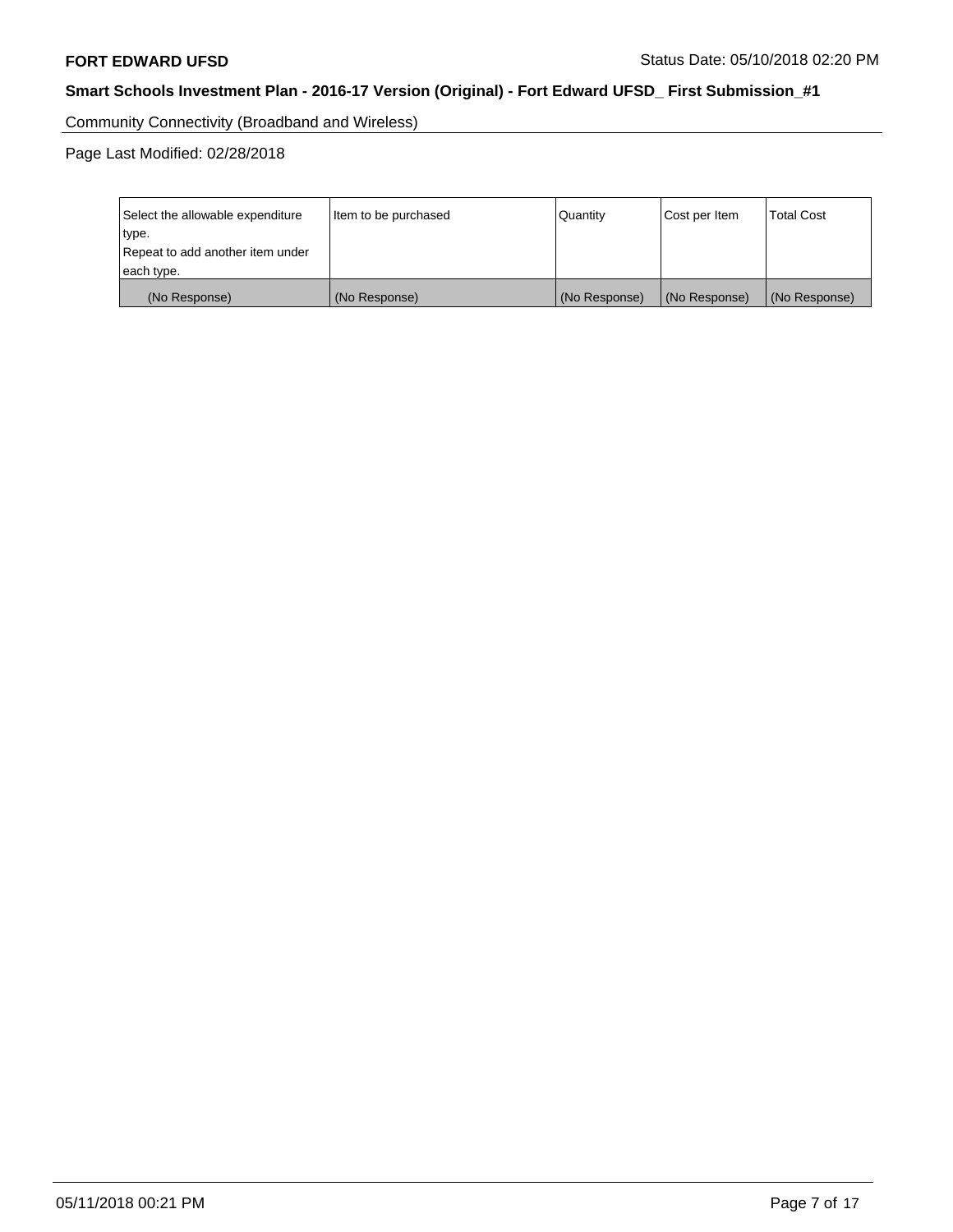Community Connectivity (Broadband and Wireless)

Page Last Modified: 02/28/2018

| Select the allowable expenditure type. Repeat to add another item under each type. | Item to be purchased | Quantity | Cost per Item | Total Cost |
|---|---|---|---|---|
| (No Response) | (No Response) | (No Response) | (No Response) | (No Response) |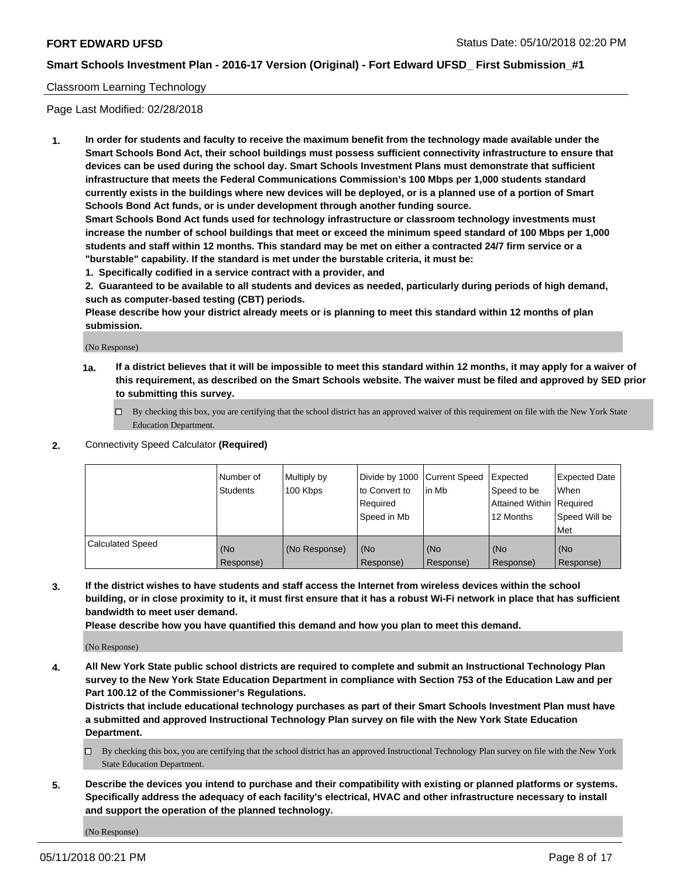## Classroom Learning Technology

Page Last Modified: 02/28/2018

1. **In order for students and faculty to receive the maximum benefit from the technology made available under the Smart Schools Bond Act, their school buildings must possess sufficient connectivity infrastructure to ensure that devices can be used during the school day. Smart Schools Investment Plans must demonstrate that sufficient infrastructure that meets the Federal Communications Commission's 100 Mbps per 1,000 students standard currently exists in the buildings where new devices will be deployed, or is a planned use of a portion of Smart Schools Bond Act funds, or is under development through another funding source.**

   **Smart Schools Bond Act funds used for technology infrastructure or classroom technology investments must increase the number of school buildings that meet or exceed the minimum speed standard of 100 Mbps per 1,000 students and staff within 12 months. This standard may be met on either a contracted 24/7 firm service or a "burstable" capability. If the standard is met under the burstable criteria, it must be:**

   **1. Specifically codified in a service contract with a provider, and**

   **2. Guaranteed to be available to all students and devices as needed, particularly during periods of high demand, such as computer-based testing (CBT) periods.**

   **Please describe how your district already meets or is planning to meet this standard within 12 months of plan submission.**

   (No Response)

   **1a. If a district believes that it will be impossible to meet this standard within 12 months, it may apply for a waiver of this requirement, as described on the Smart Schools website. The waiver must be filed and approved by SED prior to submitting this survey.**

   ☐ By checking this box, you are certifying that the school district has an approved waiver of this requirement on file with the New York State Education Department.

2. Connectivity Speed Calculator **(Required)**

| | Number of Students | Multiply by 100 Kbps | Divide by 1000 to Convert to Required Speed in Mb | Current Speed in Mb | Expected Speed to be Attained Within 12 Months | Expected Date When Required Speed Will be Met |
|---|---|---|---|---|---|---|
| Calculated Speed | (No Response) | (No Response) | (No Response) | (No Response) | (No Response) | (No Response) |

3. **If the district wishes to have students and staff access the Internet from wireless devices within the school building, or in close proximity to it, it must first ensure that it has a robust Wi-Fi network in place that has sufficient bandwidth to meet user demand.**

   **Please describe how you have quantified this demand and how you plan to meet this demand.**

   (No Response)

4. **All New York State public school districts are required to complete and submit an Instructional Technology Plan survey to the New York State Education Department in compliance with Section 753 of the Education Law and per Part 100.12 of the Commissioner's Regulations.**

   **Districts that include educational technology purchases as part of their Smart Schools Investment Plan must have a submitted and approved Instructional Technology Plan survey on file with the New York State Education Department.**

   ☐ By checking this box, you are certifying that the school district has an approved Instructional Technology Plan survey on file with the New York State Education Department.

5. **Describe the devices you intend to purchase and their compatibility with existing or planned platforms or systems. Specifically address the adequacy of each facility's electrical, HVAC and other infrastructure necessary to install and support the operation of the planned technology.**

   (No Response)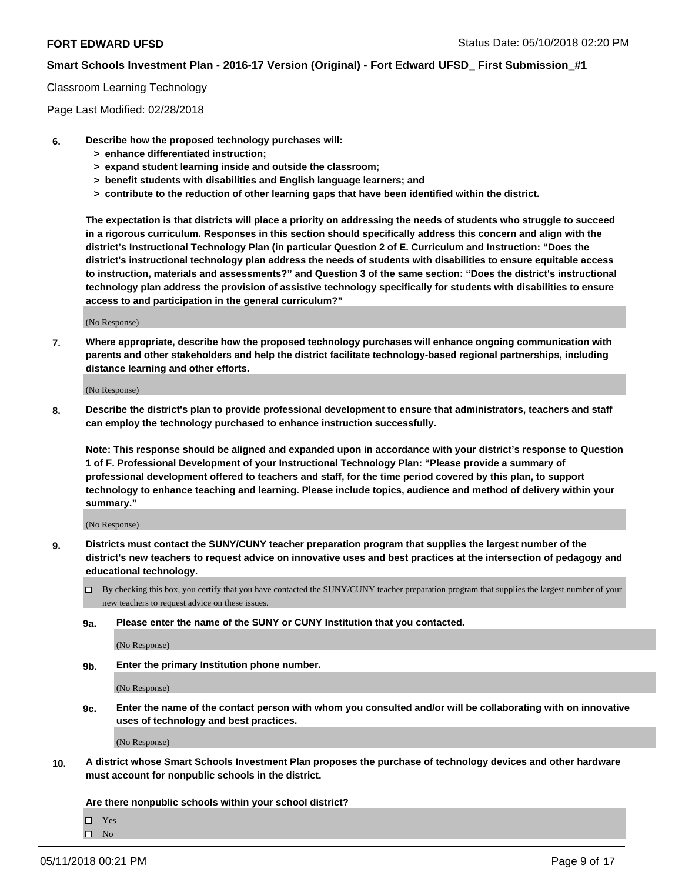Classroom Learning Technology

Page Last Modified: 02/28/2018

6. **Describe how the proposed technology purchases will:**
   - **> enhance differentiated instruction;**
   - **> expand student learning inside and outside the classroom;**
   - **> benefit students with disabilities and English language learners; and**
   - **> contribute to the reduction of other learning gaps that have been identified within the district.**

   **The expectation is that districts will place a priority on addressing the needs of students who struggle to succeed in a rigorous curriculum. Responses in this section should specifically address this concern and align with the district's Instructional Technology Plan (in particular Question 2 of E. Curriculum and Instruction: "Does the district's instructional technology plan address the needs of students with disabilities to ensure equitable access to instruction, materials and assessments?" and Question 3 of the same section: "Does the district's instructional technology plan address the provision of assistive technology specifically for students with disabilities to ensure access to and participation in the general curriculum?"**

   (No Response)

7. **Where appropriate, describe how the proposed technology purchases will enhance ongoing communication with parents and other stakeholders and help the district facilitate technology-based regional partnerships, including distance learning and other efforts.**

   (No Response)

8. **Describe the district's plan to provide professional development to ensure that administrators, teachers and staff can employ the technology purchased to enhance instruction successfully.**

   **Note: This response should be aligned and expanded upon in accordance with your district's response to Question 1 of F. Professional Development of your Instructional Technology Plan: "Please provide a summary of professional development offered to teachers and staff, for the time period covered by this plan, to support technology to enhance teaching and learning. Please include topics, audience and method of delivery within your summary."**

   (No Response)

9. **Districts must contact the SUNY/CUNY teacher preparation program that supplies the largest number of the district's new teachers to request advice on innovative uses and best practices at the intersection of pedagogy and educational technology.**

   - [ ] By checking this box, you certify that you have contacted the SUNY/CUNY teacher preparation program that supplies the largest number of your new teachers to request advice on these issues.

   **9a. Please enter the name of the SUNY or CUNY Institution that you contacted.**

   (No Response)

   **9b. Enter the primary Institution phone number.**

   (No Response)

   **9c. Enter the name of the contact person with whom you consulted and/or will be collaborating with on innovative uses of technology and best practices.**

   (No Response)

10. **A district whose Smart Schools Investment Plan proposes the purchase of technology devices and other hardware must account for nonpublic schools in the district.**

    **Are there nonpublic schools within your school district?**

    - [ ] Yes
    - [ ] No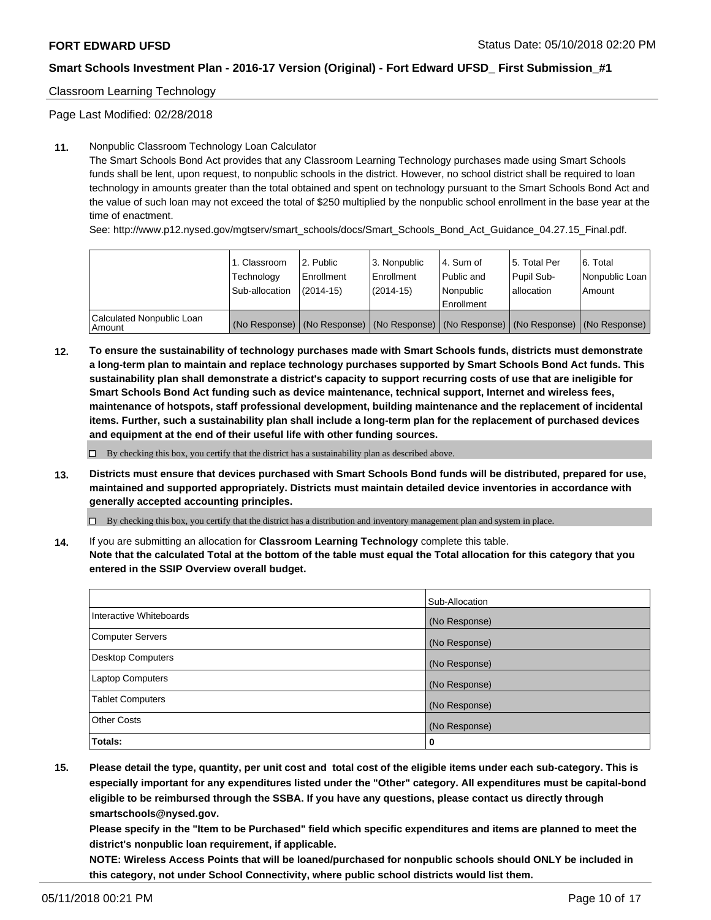Classroom Learning Technology

Page Last Modified: 02/28/2018

**11.** Nonpublic Classroom Technology Loan Calculator

The Smart Schools Bond Act provides that any Classroom Learning Technology purchases made using Smart Schools funds shall be lent, upon request, to nonpublic schools in the district. However, no school district shall be required to loan technology in amounts greater than the total obtained and spent on technology pursuant to the Smart Schools Bond Act and the value of such loan may not exceed the total of $250 multiplied by the nonpublic school enrollment in the base year at the time of enactment.

See: http://www.p12.nysed.gov/mgtserv/smart_schools/docs/Smart_Schools_Bond_Act_Guidance_04.27.15_Final.pdf.

| | 1. Classroom Technology Sub-allocation | 2. Public Enrollment (2014-15) | 3. Nonpublic Enrollment (2014-15) | 4. Sum of Public and Nonpublic Enrollment | 5. Total Per Pupil Sub-allocation | 6. Total Nonpublic Loan Amount |
|---|---|---|---|---|---|---|
| Calculated Nonpublic Loan Amount | (No Response) | (No Response) | (No Response) | (No Response) | (No Response) | (No Response) |

**12.** **To ensure the sustainability of technology purchases made with Smart Schools funds, districts must demonstrate a long-term plan to maintain and replace technology purchases supported by Smart Schools Bond Act funds. This sustainability plan shall demonstrate a district's capacity to support recurring costs of use that are ineligible for Smart Schools Bond Act funding such as device maintenance, technical support, Internet and wireless fees, maintenance of hotspots, staff professional development, building maintenance and the replacement of incidental items. Further, such a sustainability plan shall include a long-term plan for the replacement of purchased devices and equipment at the end of their useful life with other funding sources.**

☐ By checking this box, you certify that the district has a sustainability plan as described above.

**13.** **Districts must ensure that devices purchased with Smart Schools Bond funds will be distributed, prepared for use, maintained and supported appropriately. Districts must maintain detailed device inventories in accordance with generally accepted accounting principles.**

☐ By checking this box, you certify that the district has a distribution and inventory management plan and system in place.

**14.** If you are submitting an allocation for **Classroom Learning Technology** complete this table.
**Note that the calculated Total at the bottom of the table must equal the Total allocation for this category that you entered in the SSIP Overview overall budget.**

| | Sub-Allocation |
|---|---|
| Interactive Whiteboards | (No Response) |
| Computer Servers | (No Response) |
| Desktop Computers | (No Response) |
| Laptop Computers | (No Response) |
| Tablet Computers | (No Response) |
| Other Costs | (No Response) |
| **Totals:** | **0** |

**15.** **Please detail the type, quantity, per unit cost and total cost of the eligible items under each sub-category. This is especially important for any expenditures listed under the "Other" category. All expenditures must be capital-bond eligible to be reimbursed through the SSBA. If you have any questions, please contact us directly through smartschools@nysed.gov.**

**Please specify in the "Item to be Purchased" field which specific expenditures and items are planned to meet the district's nonpublic loan requirement, if applicable.**

**NOTE: Wireless Access Points that will be loaned/purchased for nonpublic schools should ONLY be included in this category, not under School Connectivity, where public school districts would list them.**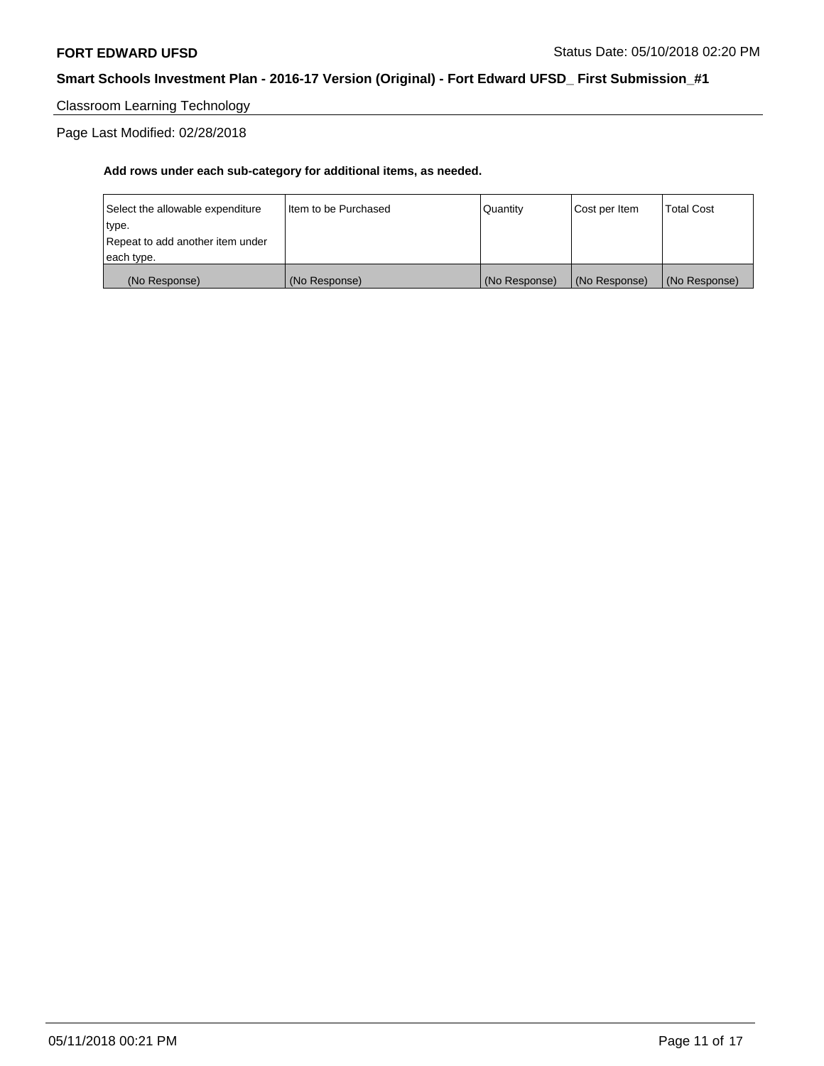Classroom Learning Technology

Page Last Modified: 02/28/2018

**Add rows under each sub-category for additional items, as needed.**

| Select the allowable expenditure type. Repeat to add another item under each type. | Item to be Purchased | Quantity | Cost per Item | Total Cost |
|---|---|---|---|---|
| (No Response) | (No Response) | (No Response) | (No Response) | (No Response) |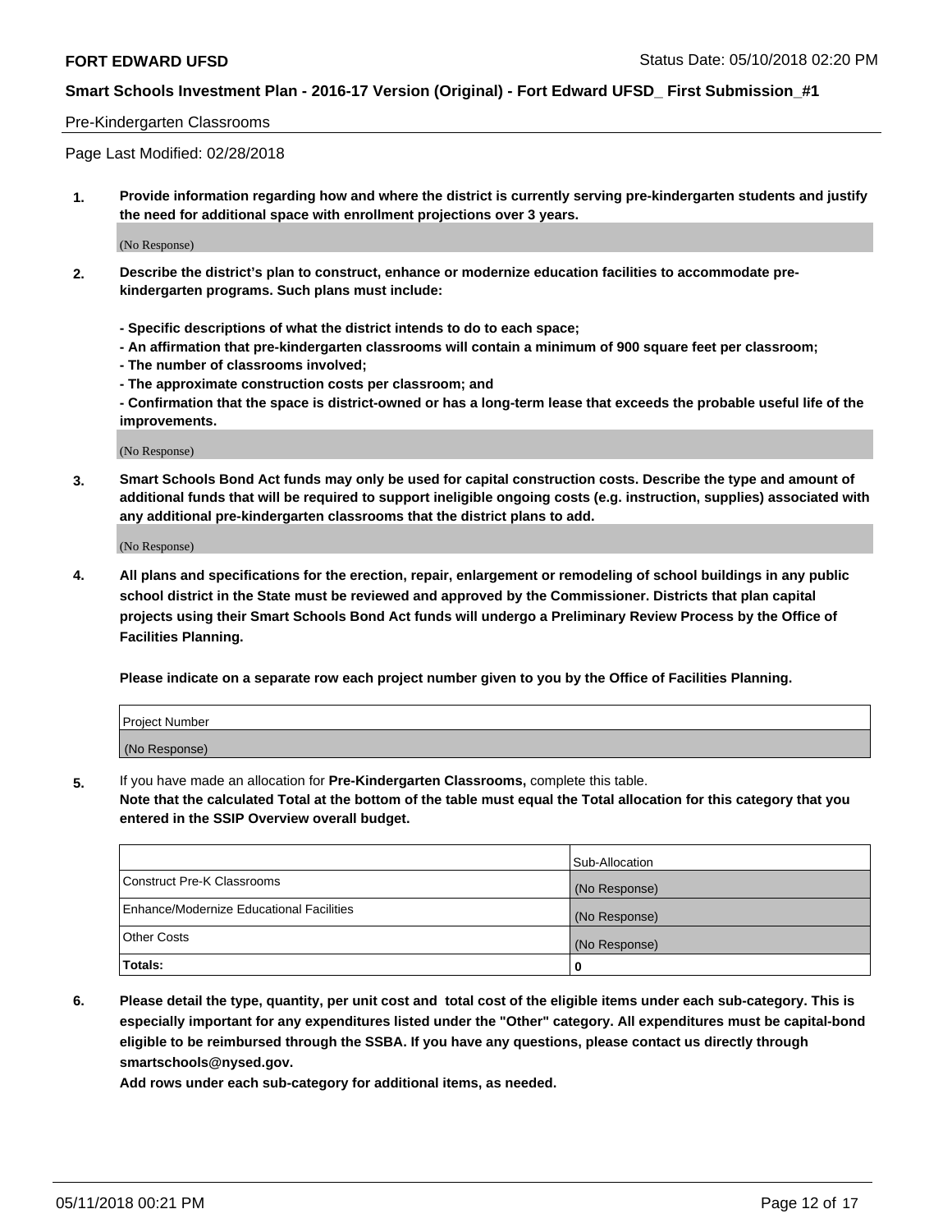Pre-Kindergarten Classrooms

Page Last Modified: 02/28/2018

**1. Provide information regarding how and where the district is currently serving pre-kindergarten students and justify the need for additional space with enrollment projections over 3 years.**

(No Response)

**2. Describe the district's plan to construct, enhance or modernize education facilities to accommodate pre-kindergarten programs. Such plans must include:**

**- Specific descriptions of what the district intends to do to each space;**
**- An affirmation that pre-kindergarten classrooms will contain a minimum of 900 square feet per classroom;**
**- The number of classrooms involved;**
**- The approximate construction costs per classroom; and**
**- Confirmation that the space is district-owned or has a long-term lease that exceeds the probable useful life of the improvements.**

(No Response)

**3. Smart Schools Bond Act funds may only be used for capital construction costs. Describe the type and amount of additional funds that will be required to support ineligible ongoing costs (e.g. instruction, supplies) associated with any additional pre-kindergarten classrooms that the district plans to add.**

(No Response)

**4. All plans and specifications for the erection, repair, enlargement or remodeling of school buildings in any public school district in the State must be reviewed and approved by the Commissioner. Districts that plan capital projects using their Smart Schools Bond Act funds will undergo a Preliminary Review Process by the Office of Facilities Planning.**

**Please indicate on a separate row each project number given to you by the Office of Facilities Planning.**

| Project Number |
|---|
| (No Response) |

5. If you have made an allocation for **Pre-Kindergarten Classrooms,** complete this table.
**Note that the calculated Total at the bottom of the table must equal the Total allocation for this category that you entered in the SSIP Overview overall budget.**

| | Sub-Allocation |
|---|---|
| Construct Pre-K Classrooms | (No Response) |
| Enhance/Modernize Educational Facilities | (No Response) |
| Other Costs | (No Response) |
| **Totals:** | **0** |

**6. Please detail the type, quantity, per unit cost and total cost of the eligible items under each sub-category. This is especially important for any expenditures listed under the "Other" category. All expenditures must be capital-bond eligible to be reimbursed through the SSBA. If you have any questions, please contact us directly through smartschools@nysed.gov.**

**Add rows under each sub-category for additional items, as needed.**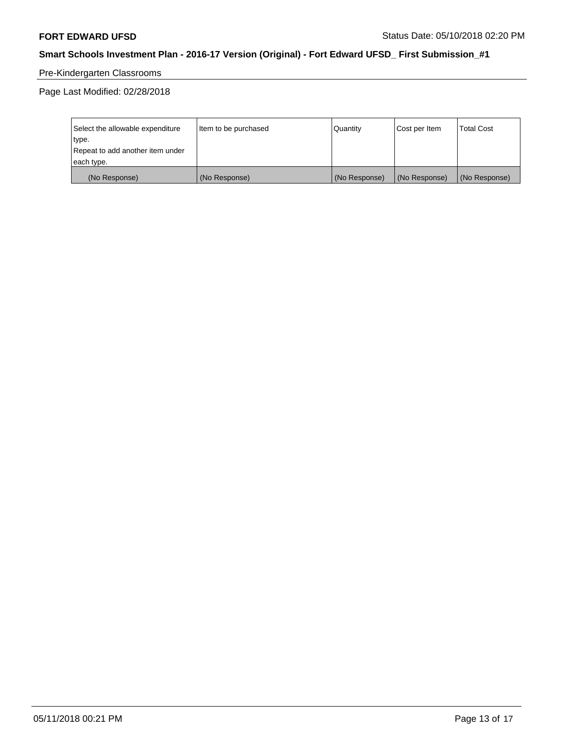Pre-Kindergarten Classrooms

Page Last Modified: 02/28/2018

| Select the allowable expenditure type. Repeat to add another item under each type. | Item to be purchased | Quantity | Cost per Item | Total Cost |
|---|---|---|---|---|
| (No Response) | (No Response) | (No Response) | (No Response) | (No Response) |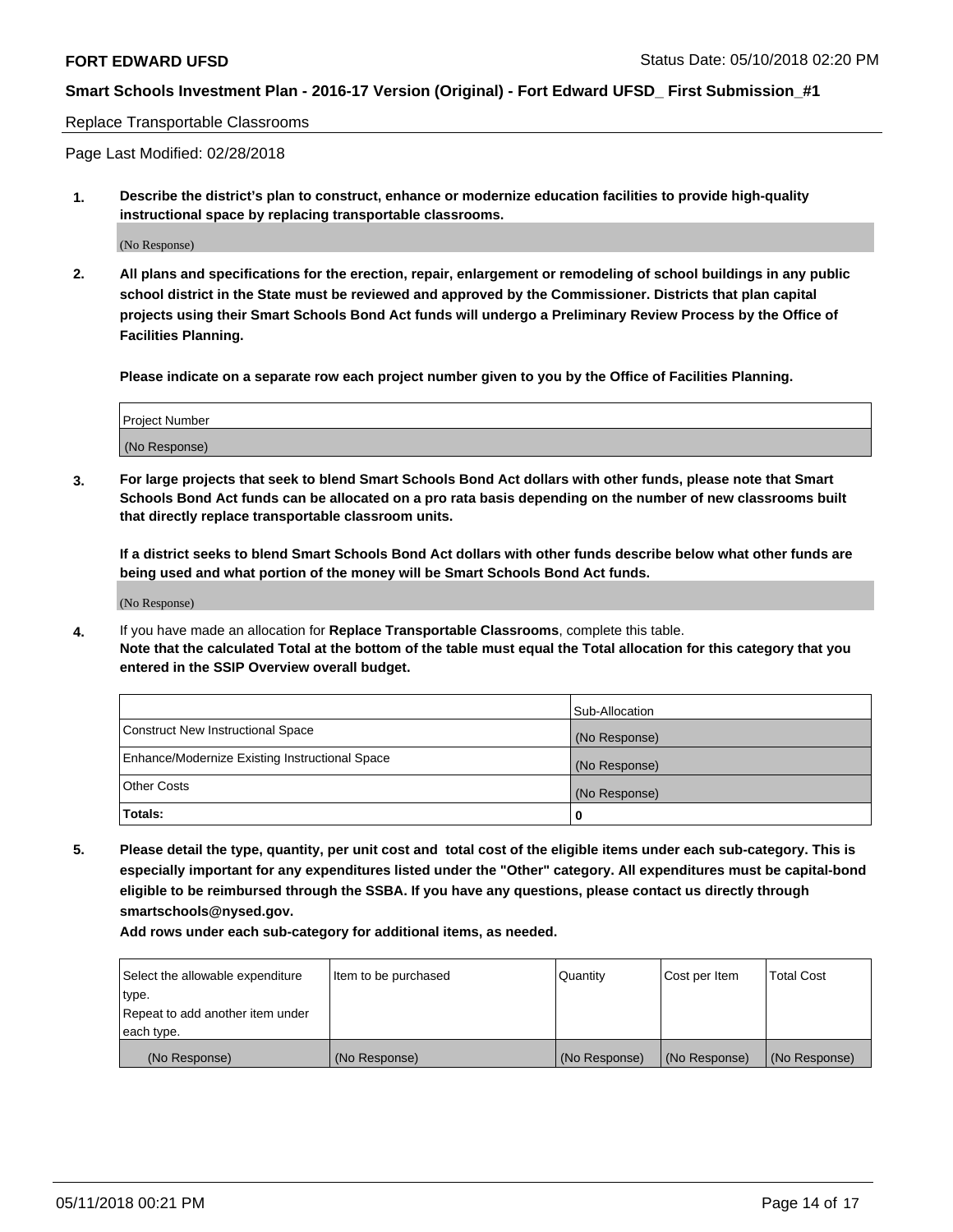Replace Transportable Classrooms

Page Last Modified: 02/28/2018

**1. Describe the district's plan to construct, enhance or modernize education facilities to provide high-quality instructional space by replacing transportable classrooms.**

(No Response)

**2. All plans and specifications for the erection, repair, enlargement or remodeling of school buildings in any public school district in the State must be reviewed and approved by the Commissioner. Districts that plan capital projects using their Smart Schools Bond Act funds will undergo a Preliminary Review Process by the Office of Facilities Planning.**

**Please indicate on a separate row each project number given to you by the Office of Facilities Planning.**

| Project Number |
|---|
| (No Response) |

**3. For large projects that seek to blend Smart Schools Bond Act dollars with other funds, please note that Smart Schools Bond Act funds can be allocated on a pro rata basis depending on the number of new classrooms built that directly replace transportable classroom units.**

**If a district seeks to blend Smart Schools Bond Act dollars with other funds describe below what other funds are being used and what portion of the money will be Smart Schools Bond Act funds.**

(No Response)

4. If you have made an allocation for **Replace Transportable Classrooms**, complete this table. **Note that the calculated Total at the bottom of the table must equal the Total allocation for this category that you entered in the SSIP Overview overall budget.**

| | Sub-Allocation |
|---|---|
| Construct New Instructional Space | (No Response) |
| Enhance/Modernize Existing Instructional Space | (No Response) |
| Other Costs | (No Response) |
| **Totals:** | **0** |

**5. Please detail the type, quantity, per unit cost and total cost of the eligible items under each sub-category. This is especially important for any expenditures listed under the "Other" category. All expenditures must be capital-bond eligible to be reimbursed through the SSBA. If you have any questions, please contact us directly through smartschools@nysed.gov.**

**Add rows under each sub-category for additional items, as needed.**

| Select the allowable expenditure type. Repeat to add another item under each type. | Item to be purchased | Quantity | Cost per Item | Total Cost |
|---|---|---|---|---|
| (No Response) | (No Response) | (No Response) | (No Response) | (No Response) |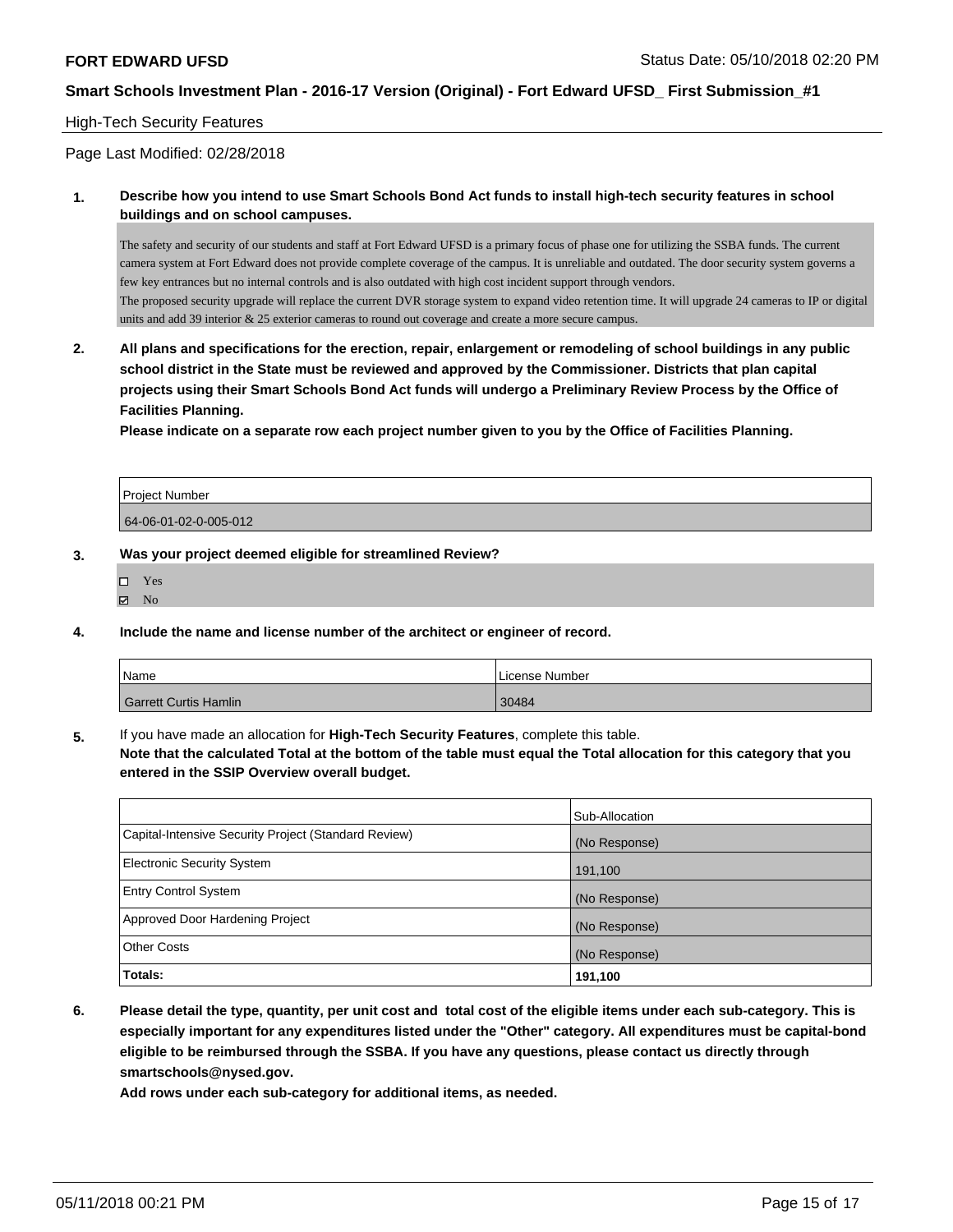## High-Tech Security Features

Page Last Modified: 02/28/2018

**1. Describe how you intend to use Smart Schools Bond Act funds to install high-tech security features in school buildings and on school campuses.**

The safety and security of our students and staff at Fort Edward UFSD is a primary focus of phase one for utilizing the SSBA funds. The current camera system at Fort Edward does not provide complete coverage of the campus. It is unreliable and outdated. The door security system governs a few key entrances but no internal controls and is also outdated with high cost incident support through vendors.
The proposed security upgrade will replace the current DVR storage system to expand video retention time. It will upgrade 24 cameras to IP or digital units and add 39 interior & 25 exterior cameras to round out coverage and create a more secure campus.

**2. All plans and specifications for the erection, repair, enlargement or remodeling of school buildings in any public school district in the State must be reviewed and approved by the Commissioner. Districts that plan capital projects using their Smart Schools Bond Act funds will undergo a Preliminary Review Process by the Office of Facilities Planning.**

**Please indicate on a separate row each project number given to you by the Office of Facilities Planning.**

| Project Number |
| --- |
| 64-06-01-02-0-005-012 |

**3. Was your project deemed eligible for streamlined Review?**

- ☐ Yes
- ☑ No

**4. Include the name and license number of the architect or engineer of record.**

| Name | License Number |
| --- | --- |
| Garrett Curtis Hamlin | 30484 |

**5.** If you have made an allocation for **High-Tech Security Features**, complete this table.
**Note that the calculated Total at the bottom of the table must equal the Total allocation for this category that you entered in the SSIP Overview overall budget.**

| | Sub-Allocation |
| --- | --- |
| Capital-Intensive Security Project (Standard Review) | (No Response) |
| Electronic Security System | 191,100 |
| Entry Control System | (No Response) |
| Approved Door Hardening Project | (No Response) |
| Other Costs | (No Response) |
| **Totals:** | **191,100** |

**6. Please detail the type, quantity, per unit cost and total cost of the eligible items under each sub-category. This is especially important for any expenditures listed under the "Other" category. All expenditures must be capital-bond eligible to be reimbursed through the SSBA. If you have any questions, please contact us directly through smartschools@nysed.gov.**

**Add rows under each sub-category for additional items, as needed.**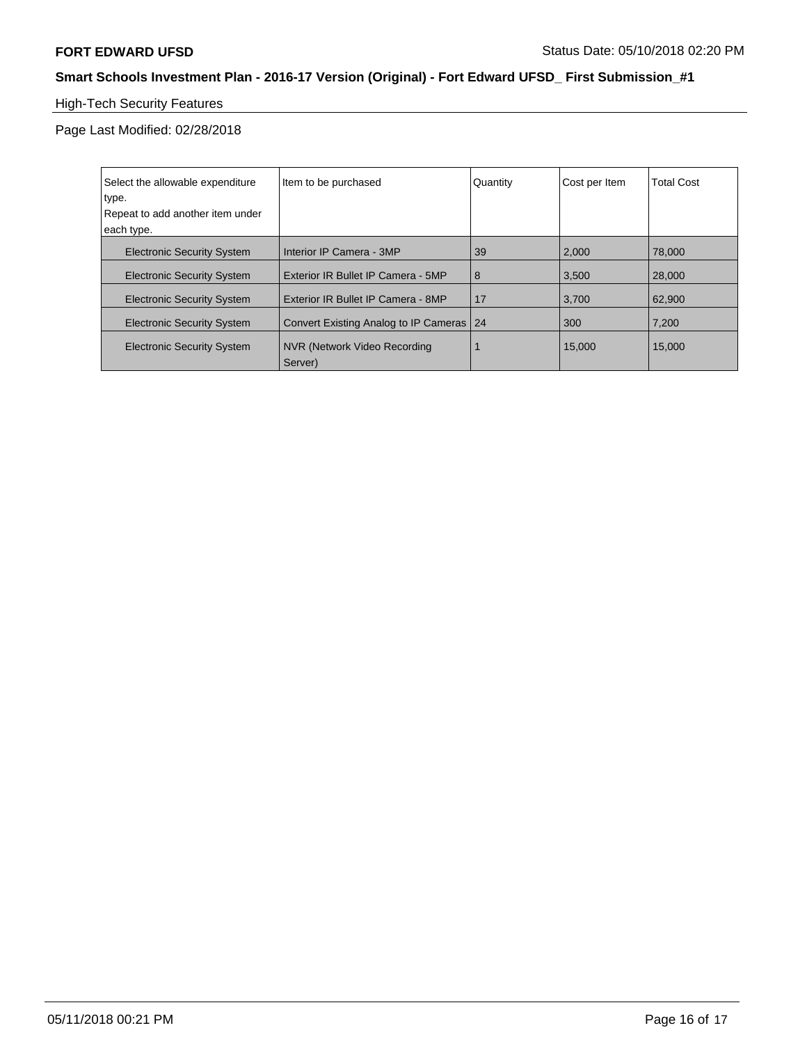High-Tech Security Features

Page Last Modified: 02/28/2018

| Select the allowable expenditure type.<br>Repeat to add another item under each type. | Item to be purchased | Quantity | Cost per Item | Total Cost |
|---|---|---|---|---|
| Electronic Security System | Interior IP Camera - 3MP | 39 | 2,000 | 78,000 |
| Electronic Security System | Exterior IR Bullet IP Camera - 5MP | 8 | 3,500 | 28,000 |
| Electronic Security System | Exterior IR Bullet IP Camera - 8MP | 17 | 3,700 | 62,900 |
| Electronic Security System | Convert Existing Analog to IP Cameras | 24 | 300 | 7,200 |
| Electronic Security System | NVR (Network Video Recording Server) | 1 | 15,000 | 15,000 |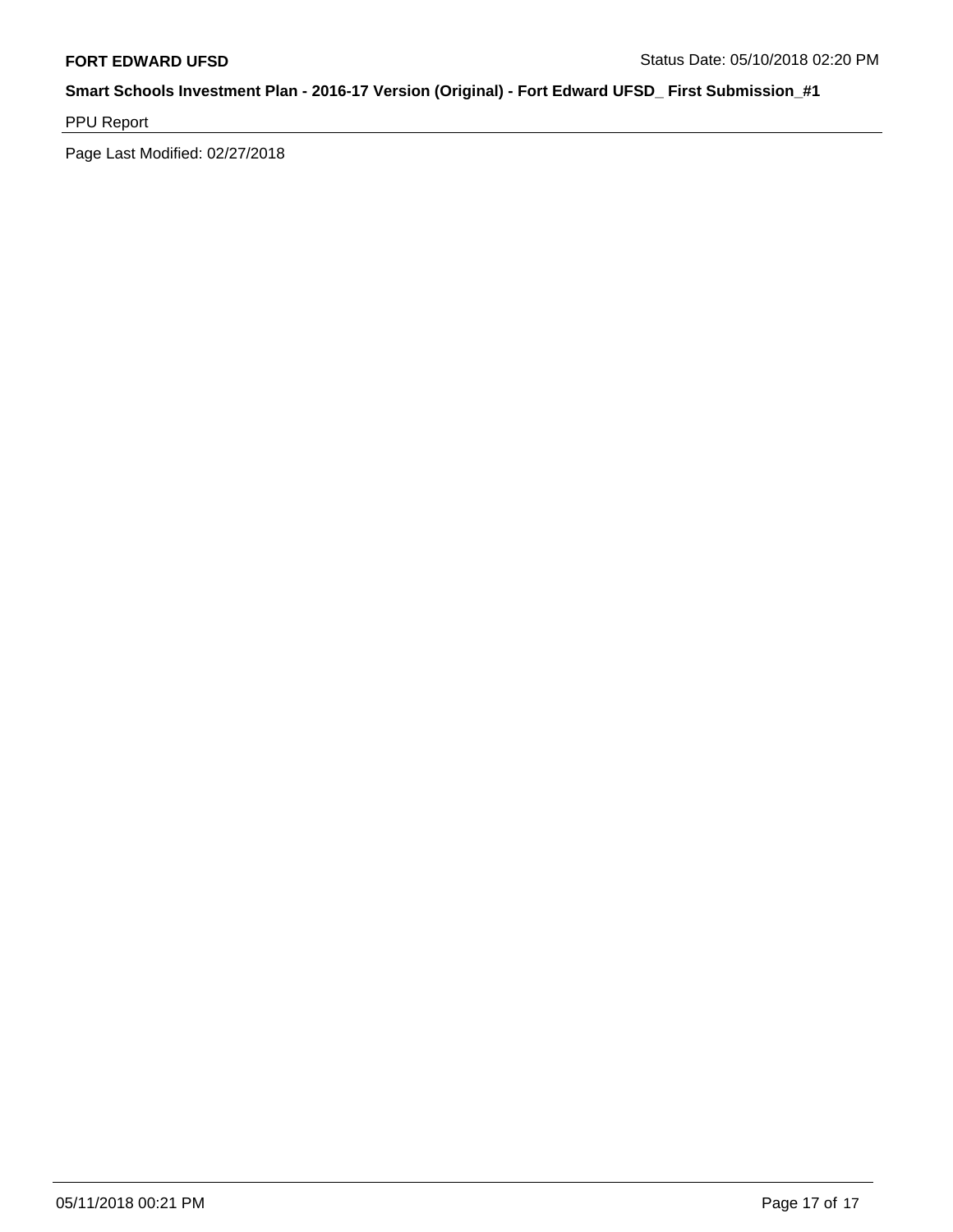Page Last Modified: 02/27/2018